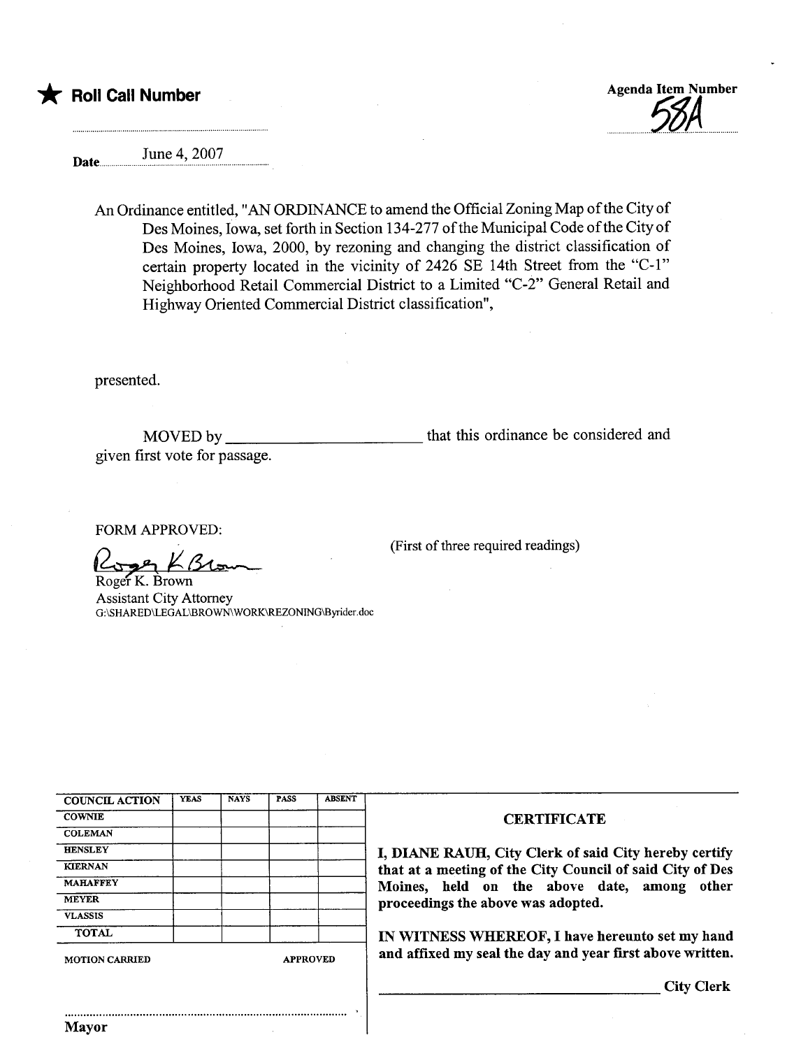★ **Roll Call Number**

**Agenda Item Number**
58A

**Date** June 4, 2007

An Ordinance entitled, "AN ORDINANCE to amend the Official Zoning Map of the City of Des Moines, Iowa, set forth in Section 134-277 of the Municipal Code of the City of Des Moines, Iowa, 2000, by rezoning and changing the district classification of certain property located in the vicinity of 2426 SE 14th Street from the "C-1" Neighborhood Retail Commercial District to a Limited "C-2" General Retail and Highway Oriented Commercial District classification",

presented.

MOVED by ________________________ that this ordinance be considered and given first vote for passage.

FORM APPROVED:

Roger K. Brown
Roger K. Brown
Assistant City Attorney
G:\SHARED\LEGAL\BROWN\WORK\REZONING\Byrider.doc

(First of three required readings)

| COUNCIL ACTION | YEAS | NAYS | PASS | ABSENT |
|---|---|---|---|---|
| COWNIE | | | | |
| COLEMAN | | | | |
| HENSLEY | | | | |
| KIERNAN | | | | |
| MAHAFFEY | | | | |
| MEYER | | | | |
| VLASSIS | | | | |
| TOTAL | | | | |

MOTION CARRIED APPROVED

..........................................................................................
**Mayor**

**CERTIFICATE**

**I, DIANE RAUH, City Clerk of said City hereby certify that at a meeting of the City Council of said City of Des Moines, held on the above date, among other proceedings the above was adopted.**

**IN WITNESS WHEREOF, I have hereunto set my hand and affixed my seal the day and year first above written.**

________________________________ **City Clerk**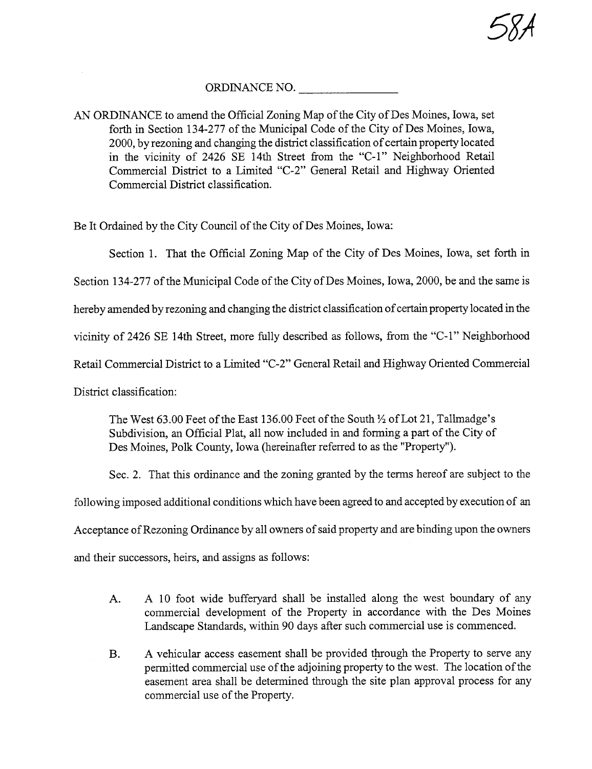58A

ORDINANCE NO. _______________

AN ORDINANCE to amend the Official Zoning Map of the City of Des Moines, Iowa, set forth in Section 134-277 of the Municipal Code of the City of Des Moines, Iowa, 2000, by rezoning and changing the district classification of certain property located in the vicinity of 2426 SE 14th Street from the "C-1" Neighborhood Retail Commercial District to a Limited "C-2" General Retail and Highway Oriented Commercial District classification.

Be It Ordained by the City Council of the City of Des Moines, Iowa:

Section 1. That the Official Zoning Map of the City of Des Moines, Iowa, set forth in Section 134-277 of the Municipal Code of the City of Des Moines, Iowa, 2000, be and the same is hereby amended by rezoning and changing the district classification of certain property located in the vicinity of 2426 SE 14th Street, more fully described as follows, from the "C-1" Neighborhood Retail Commercial District to a Limited "C-2" General Retail and Highway Oriented Commercial District classification:

> The West 63.00 Feet of the East 136.00 Feet of the South ½ of Lot 21, Tallmadge's Subdivision, an Official Plat, all now included in and forming a part of the City of Des Moines, Polk County, Iowa (hereinafter referred to as the "Property").

Sec. 2. That this ordinance and the zoning granted by the terms hereof are subject to the following imposed additional conditions which have been agreed to and accepted by execution of an Acceptance of Rezoning Ordinance by all owners of said property and are binding upon the owners and their successors, heirs, and assigns as follows:

A. A 10 foot wide bufferyard shall be installed along the west boundary of any commercial development of the Property in accordance with the Des Moines Landscape Standards, within 90 days after such commercial use is commenced.

B. A vehicular access easement shall be provided through the Property to serve any permitted commercial use of the adjoining property to the west. The location of the easement area shall be determined through the site plan approval process for any commercial use of the Property.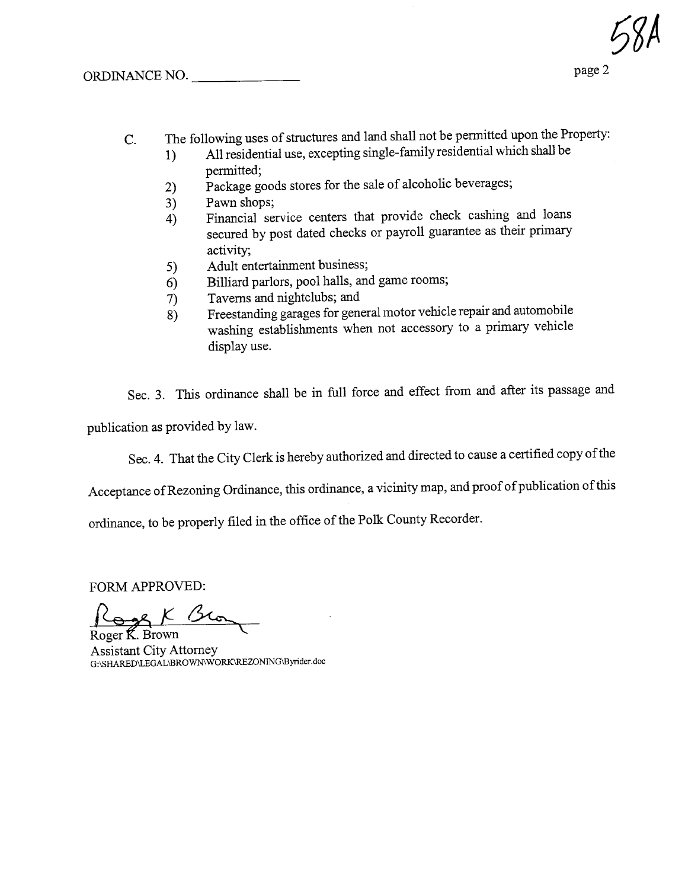ORDINANCE NO. _______________

C. The following uses of structures and land shall not be permitted upon the Property:
   1) All residential use, excepting single-family residential which shall be permitted;
   2) Package goods stores for the sale of alcoholic beverages;
   3) Pawn shops;
   4) Financial service centers that provide check cashing and loans secured by post dated checks or payroll guarantee as their primary activity;
   5) Adult entertainment business;
   6) Billiard parlors, pool halls, and game rooms;
   7) Taverns and nightclubs; and
   8) Freestanding garages for general motor vehicle repair and automobile washing establishments when not accessory to a primary vehicle display use.

Sec. 3. This ordinance shall be in full force and effect from and after its passage and publication as provided by law.

Sec. 4. That the City Clerk is hereby authorized and directed to cause a certified copy of the Acceptance of Rezoning Ordinance, this ordinance, a vicinity map, and proof of publication of this ordinance, to be properly filed in the office of the Polk County Recorder.

FORM APPROVED:

Roger K. Brown
Assistant City Attorney
G:\SHARED\LEGAL\BROWN\WORK\REZONING\Byrider.doc